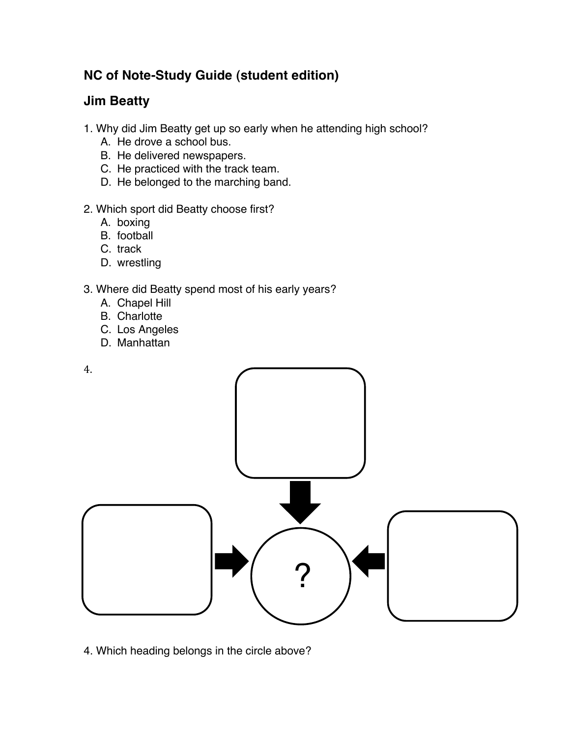## NC of Note-Study Guide (student edition)

## Jim Beatty

1. Why did Jim Beatty get up so early when he attending high school?
   - A. He drove a school bus.
   - B. He delivered newspapers.
   - C. He practiced with the track team.
   - D. He belonged to the marching band.

2. Which sport did Beatty choose first?
   - A. boxing
   - B. football
   - C. track
   - D. wrestling

3. Where did Beatty spend most of his early years?
   - A. Chapel Hill
   - B. Charlotte
   - C. Los Angeles
   - D. Manhattan

4.

?

4. Which heading belongs in the circle above?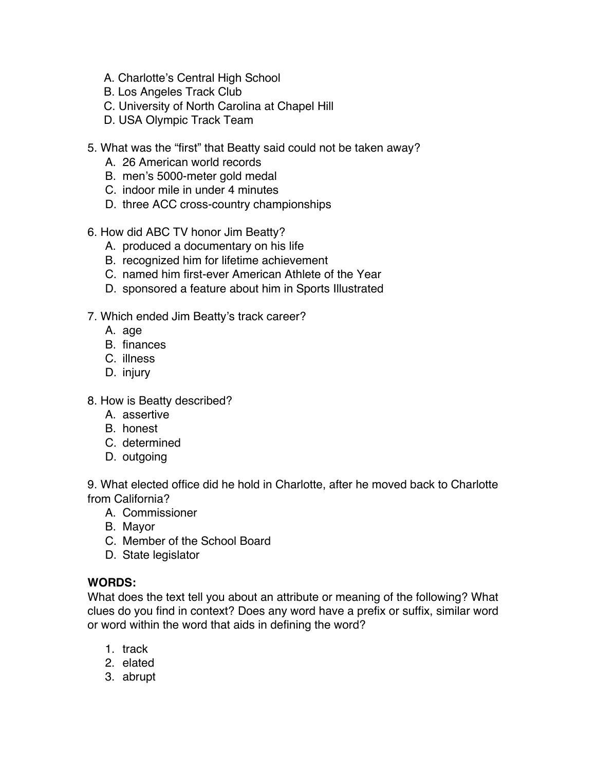A. Charlotte's Central High School
B. Los Angeles Track Club
C. University of North Carolina at Chapel Hill
D. USA Olympic Track Team

5. What was the "first" that Beatty said could not be taken away?
   A. 26 American world records
   B. men's 5000-meter gold medal
   C. indoor mile in under 4 minutes
   D. three ACC cross-country championships

6. How did ABC TV honor Jim Beatty?
   A. produced a documentary on his life
   B. recognized him for lifetime achievement
   C. named him first-ever American Athlete of the Year
   D. sponsored a feature about him in Sports Illustrated

7. Which ended Jim Beatty's track career?
   A. age
   B. finances
   C. illness
   D. injury

8. How is Beatty described?
   A. assertive
   B. honest
   C. determined
   D. outgoing

9. What elected office did he hold in Charlotte, after he moved back to Charlotte from California?
   A. Commissioner
   B. Mayor
   C. Member of the School Board
   D. State legislator

**WORDS:**
What does the text tell you about an attribute or meaning of the following? What clues do you find in context? Does any word have a prefix or suffix, similar word or word within the word that aids in defining the word?

1. track
2. elated
3. abrupt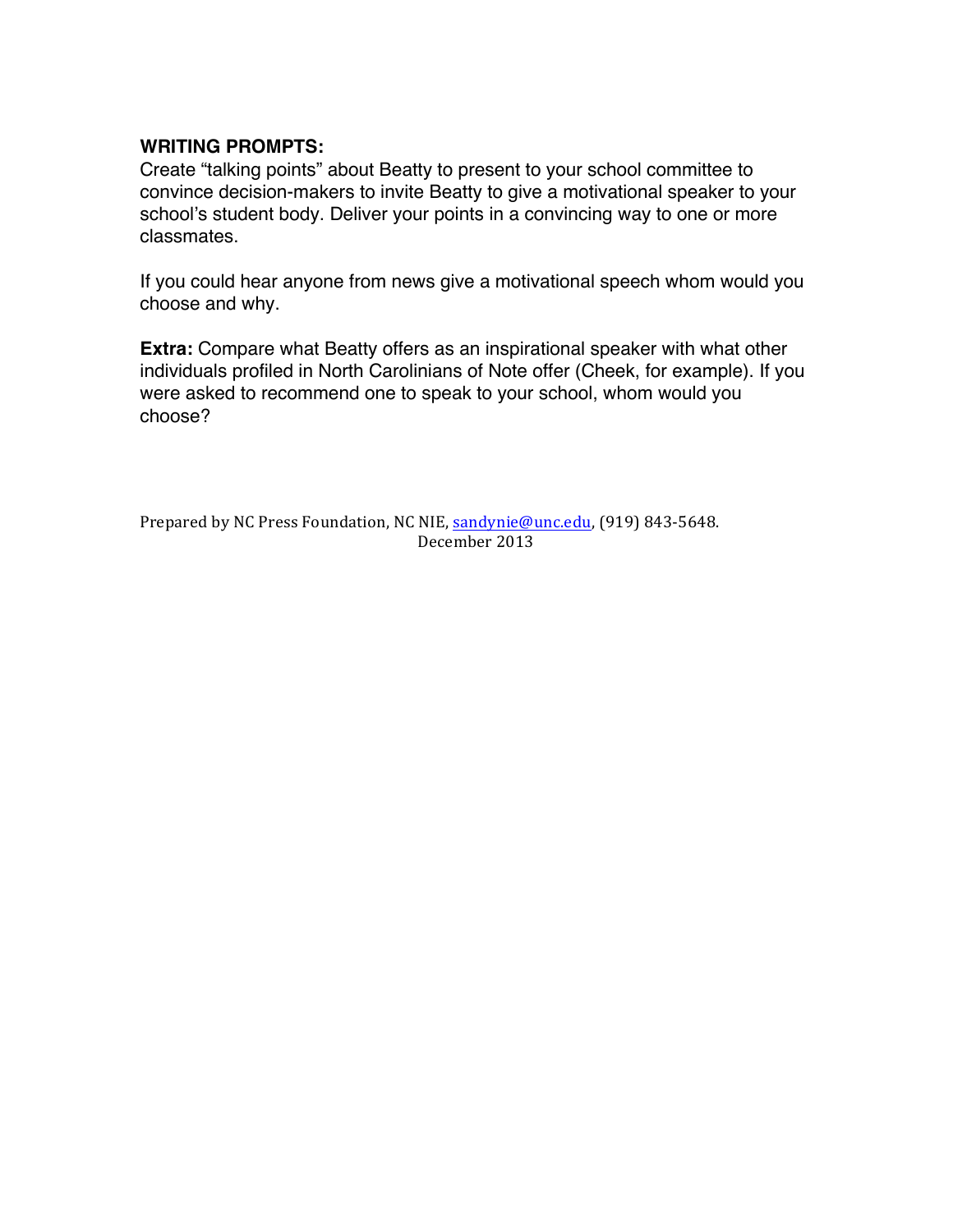**WRITING PROMPTS:**
Create "talking points" about Beatty to present to your school committee to convince decision-makers to invite Beatty to give a motivational speaker to your school's student body. Deliver your points in a convincing way to one or more classmates.

If you could hear anyone from news give a motivational speech whom would you choose and why.

**Extra:** Compare what Beatty offers as an inspirational speaker with what other individuals profiled in North Carolinians of Note offer (Cheek, for example). If you were asked to recommend one to speak to your school, whom would you choose?

Prepared by NC Press Foundation, NC NIE, sandynie@unc.edu, (919) 843-5648.
December 2013